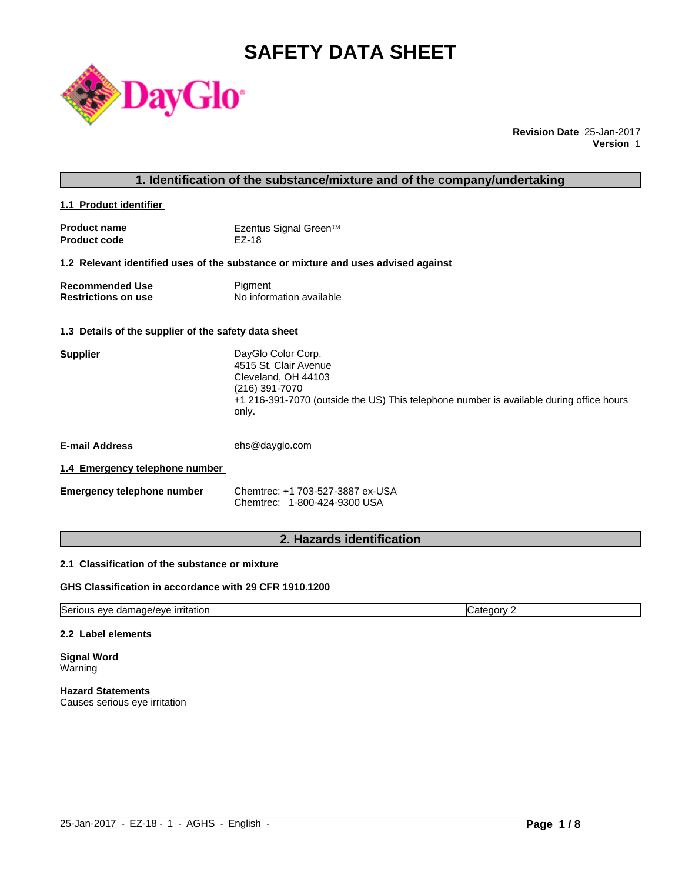# SAFETY DATA SHEET

DayGlo

**Revision Date** 25-Jan-2017
**Version** 1

## 1. Identification of the substance/mixture and of the company/undertaking

### 1.1 Product identifier

**Product name** Ezentus Signal Green™
**Product code** EZ-18

### 1.2 Relevant identified uses of the substance or mixture and uses advised against

**Recommended Use** Pigment
**Restrictions on use** No information available

### 1.3 Details of the supplier of the safety data sheet

**Supplier**
DayGlo Color Corp.
4515 St. Clair Avenue
Cleveland, OH 44103
(216) 391-7070
+1 216-391-7070 (outside the US) This telephone number is available during office hours only.

**E-mail Address** ehs@dayglo.com

### 1.4 Emergency telephone number

**Emergency telephone number**
Chemtrec: +1 703-527-3887 ex-USA
Chemtrec: 1-800-424-9300 USA

## 2. Hazards identification

### 2.1 Classification of the substance or mixture

**GHS Classification in accordance with 29 CFR 1910.1200**

| Serious eye damage/eye irritation | Category 2 |
|---|---|

### 2.2 Label elements

**Signal Word**
Warning

**Hazard Statements**
Causes serious eye irritation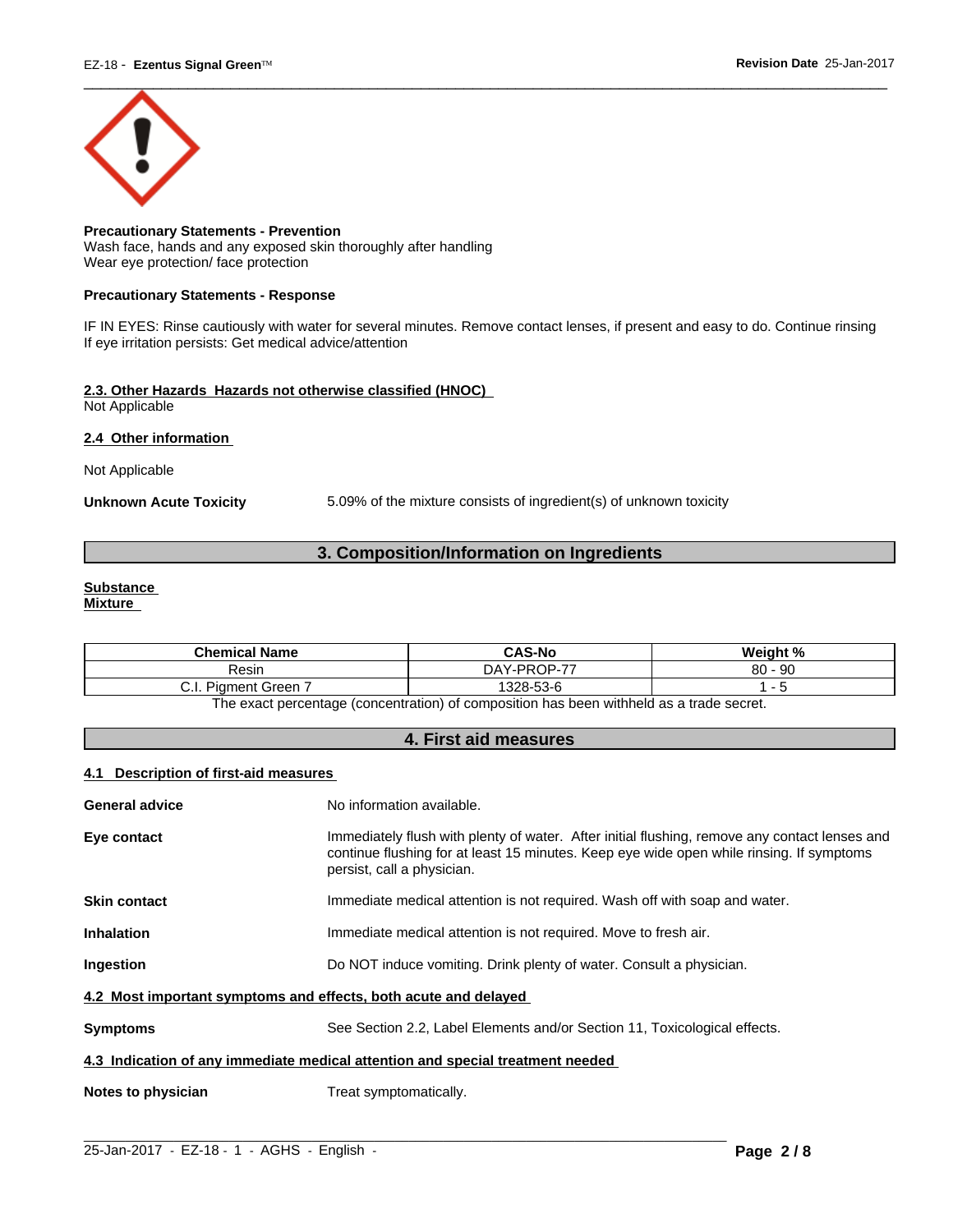**Precautionary Statements - Prevention**
Wash face, hands and any exposed skin thoroughly after handling
Wear eye protection/ face protection

**Precautionary Statements - Response**

IF IN EYES: Rinse cautiously with water for several minutes. Remove contact lenses, if present and easy to do. Continue rinsing
If eye irritation persists: Get medical advice/attention

**2.3. Other Hazards Hazards not otherwise classified (HNOC)**
Not Applicable

**2.4 Other information**

Not Applicable

**Unknown Acute Toxicity** 5.09% of the mixture consists of ingredient(s) of unknown toxicity

## 3. Composition/Information on Ingredients

**Substance**
**Mixture**

| Chemical Name | CAS-No | Weight % |
|---|---|---|
| Resin | DAY-PROP-77 | 80 - 90 |
| C.I. Pigment Green 7 | 1328-53-6 | 1 - 5 |

The exact percentage (concentration) of composition has been withheld as a trade secret.

## 4. First aid measures

**4.1 Description of first-aid measures**

**General advice** No information available.

**Eye contact** Immediately flush with plenty of water. After initial flushing, remove any contact lenses and continue flushing for at least 15 minutes. Keep eye wide open while rinsing. If symptoms persist, call a physician.

**Skin contact** Immediate medical attention is not required. Wash off with soap and water.

**Inhalation** Immediate medical attention is not required. Move to fresh air.

**Ingestion** Do NOT induce vomiting. Drink plenty of water. Consult a physician.

**4.2 Most important symptoms and effects, both acute and delayed**

**Symptoms** See Section 2.2, Label Elements and/or Section 11, Toxicological effects.

**4.3 Indication of any immediate medical attention and special treatment needed**

**Notes to physician** Treat symptomatically.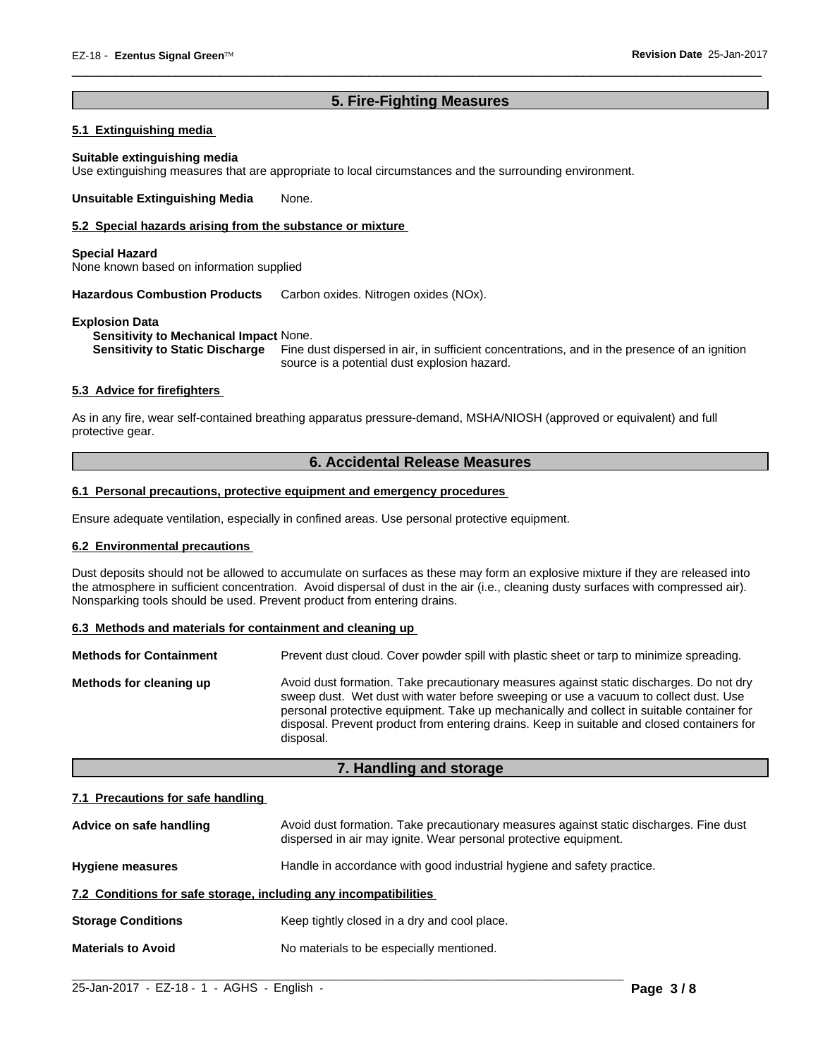## 5. Fire-Fighting Measures

### 5.1 Extinguishing media

**Suitable extinguishing media**
Use extinguishing measures that are appropriate to local circumstances and the surrounding environment.

**Unsuitable Extinguishing Media** None.

### 5.2 Special hazards arising from the substance or mixture

**Special Hazard**
None known based on information supplied

**Hazardous Combustion Products** Carbon oxides. Nitrogen oxides (NOx).

**Explosion Data**
**Sensitivity to Mechanical Impact** None.
**Sensitivity to Static Discharge** Fine dust dispersed in air, in sufficient concentrations, and in the presence of an ignition source is a potential dust explosion hazard.

### 5.3 Advice for firefighters

As in any fire, wear self-contained breathing apparatus pressure-demand, MSHA/NIOSH (approved or equivalent) and full protective gear.

## 6. Accidental Release Measures

### 6.1 Personal precautions, protective equipment and emergency procedures

Ensure adequate ventilation, especially in confined areas. Use personal protective equipment.

### 6.2 Environmental precautions

Dust deposits should not be allowed to accumulate on surfaces as these may form an explosive mixture if they are released into the atmosphere in sufficient concentration. Avoid dispersal of dust in the air (i.e., cleaning dusty surfaces with compressed air). Nonsparking tools should be used. Prevent product from entering drains.

### 6.3 Methods and materials for containment and cleaning up

**Methods for Containment** Prevent dust cloud. Cover powder spill with plastic sheet or tarp to minimize spreading.

**Methods for cleaning up** Avoid dust formation. Take precautionary measures against static discharges. Do not dry sweep dust. Wet dust with water before sweeping or use a vacuum to collect dust. Use personal protective equipment. Take up mechanically and collect in suitable container for disposal. Prevent product from entering drains. Keep in suitable and closed containers for disposal.

## 7. Handling and storage

### 7.1 Precautions for safe handling

**Advice on safe handling** Avoid dust formation. Take precautionary measures against static discharges. Fine dust dispersed in air may ignite. Wear personal protective equipment.

**Hygiene measures** Handle in accordance with good industrial hygiene and safety practice.

### 7.2 Conditions for safe storage, including any incompatibilities

**Storage Conditions** Keep tightly closed in a dry and cool place.

**Materials to Avoid** No materials to be especially mentioned.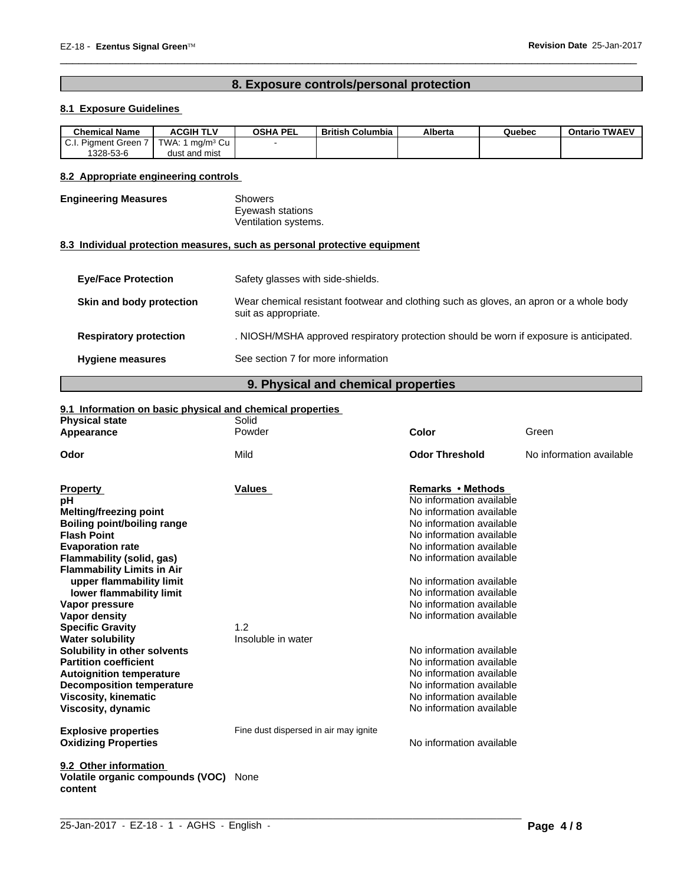## 8. Exposure controls/personal protection

### 8.1 Exposure Guidelines

| Chemical Name | ACGIH TLV | OSHA PEL | British Columbia | Alberta | Quebec | Ontario TWAEV |
|---|---|---|---|---|---|---|
| C.I. Pigment Green 7 1328-53-6 | TWA: 1 mg/m³ Cu dust and mist | - | | | | |

### 8.2 Appropriate engineering controls

**Engineering Measures**
Showers
Eyewash stations
Ventilation systems.

### 8.3 Individual protection measures, such as personal protective equipment

**Eye/Face Protection**: Safety glasses with side-shields.

**Skin and body protection**: Wear chemical resistant footwear and clothing such as gloves, an apron or a whole body suit as appropriate.

**Respiratory protection**: . NIOSH/MSHA approved respiratory protection should be worn if exposure is anticipated.

**Hygiene measures**: See section 7 for more information

## 9. Physical and chemical properties

### 9.1 Information on basic physical and chemical properties

**Physical state**: Solid
**Appearance**: Powder
**Color**: Green
**Odor**: Mild
**Odor Threshold**: No information available

| Property | Values | Remarks • Methods |
|---|---|---|
| pH | | No information available |
| Melting/freezing point | | No information available |
| Boiling point/boiling range | | No information available |
| Flash Point | | No information available |
| Evaporation rate | | No information available |
| Flammability (solid, gas) | | No information available |
| Flammability Limits in Air | | |
| upper flammability limit | | No information available |
| lower flammability limit | | No information available |
| Vapor pressure | | No information available |
| Vapor density | | No information available |
| Specific Gravity | 1.2 | |
| Water solubility | Insoluble in water | |
| Solubility in other solvents | | No information available |
| Partition coefficient | | No information available |
| Autoignition temperature | | No information available |
| Decomposition temperature | | No information available |
| Viscosity, kinematic | | No information available |
| Viscosity, dynamic | | No information available |
| Explosive properties | Fine dust dispersed in air may ignite | |
| Oxidizing Properties | | No information available |

### 9.2 Other information

**Volatile organic compounds (VOC) content**: None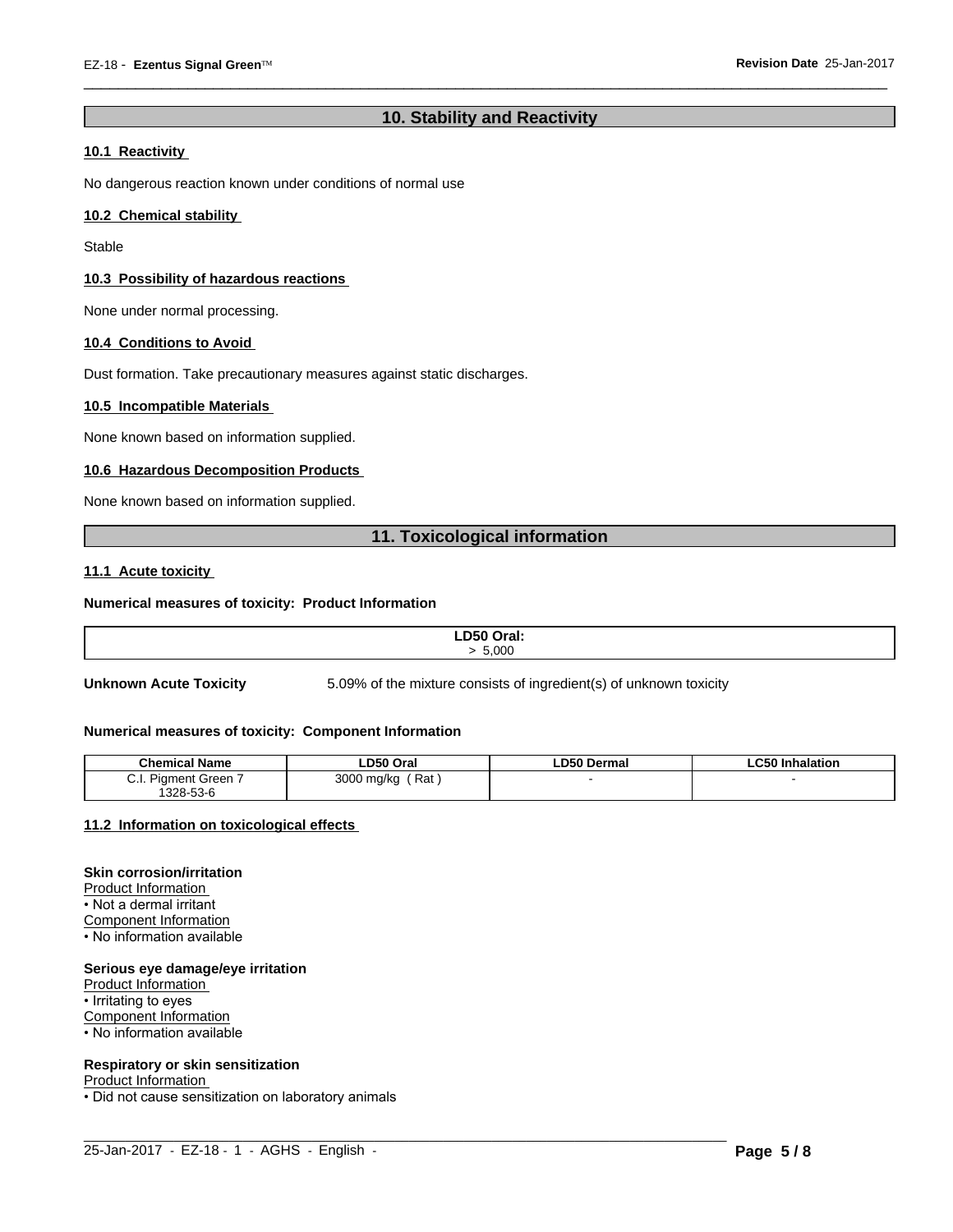## 10. Stability and Reactivity

### 10.1 Reactivity

No dangerous reaction known under conditions of normal use

### 10.2 Chemical stability

Stable

### 10.3 Possibility of hazardous reactions

None under normal processing.

### 10.4 Conditions to Avoid

Dust formation. Take precautionary measures against static discharges.

### 10.5 Incompatible Materials

None known based on information supplied.

### 10.6 Hazardous Decomposition Products

None known based on information supplied.

## 11. Toxicological information

### 11.1 Acute toxicity

**Numerical measures of toxicity: Product Information**

| LD50 Oral: |
|---|
| > 5,000 |

**Unknown Acute Toxicity** 5.09% of the mixture consists of ingredient(s) of unknown toxicity

**Numerical measures of toxicity: Component Information**

| Chemical Name | LD50 Oral | LD50 Dermal | LC50 Inhalation |
|---|---|---|---|
| C.I. Pigment Green 7 1328-53-6 | 3000 mg/kg ( Rat ) | - | - |

### 11.2 Information on toxicological effects

**Skin corrosion/irritation**

Product Information
- Not a dermal irritant

Component Information
- No information available

**Serious eye damage/eye irritation**

Product Information
- Irritating to eyes

Component Information
- No information available

**Respiratory or skin sensitization**

Product Information
- Did not cause sensitization on laboratory animals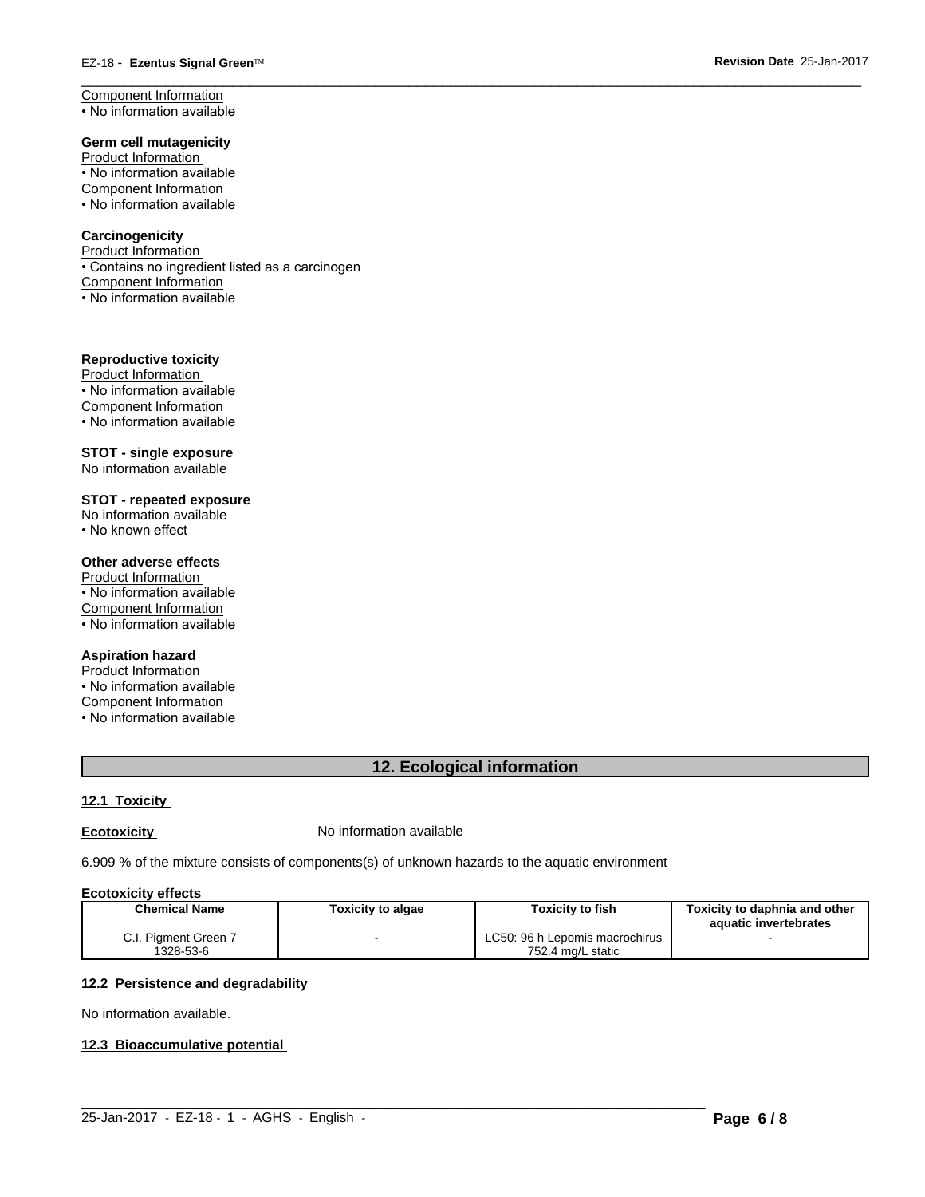Component Information
• No information available

**Germ cell mutagenicity**
Product Information
• No information available
Component Information
• No information available

**Carcinogenicity**
Product Information
• Contains no ingredient listed as a carcinogen
Component Information
• No information available

**Reproductive toxicity**
Product Information
• No information available
Component Information
• No information available

**STOT - single exposure**
No information available

**STOT - repeated exposure**
No information available
• No known effect

**Other adverse effects**
Product Information
• No information available
Component Information
• No information available

**Aspiration hazard**
Product Information
• No information available
Component Information
• No information available

## 12. Ecological information

### 12.1 Toxicity

**Ecotoxicity** No information available

6.909 % of the mixture consists of components(s) of unknown hazards to the aquatic environment

**Ecotoxicity effects**

| Chemical Name | Toxicity to algae | Toxicity to fish | Toxicity to daphnia and other aquatic invertebrates |
|---|---|---|---|
| C.I. Pigment Green 7<br>1328-53-6 | - | LC50: 96 h Lepomis macrochirus<br>752.4 mg/L static | - |

### 12.2 Persistence and degradability

No information available.

### 12.3 Bioaccumulative potential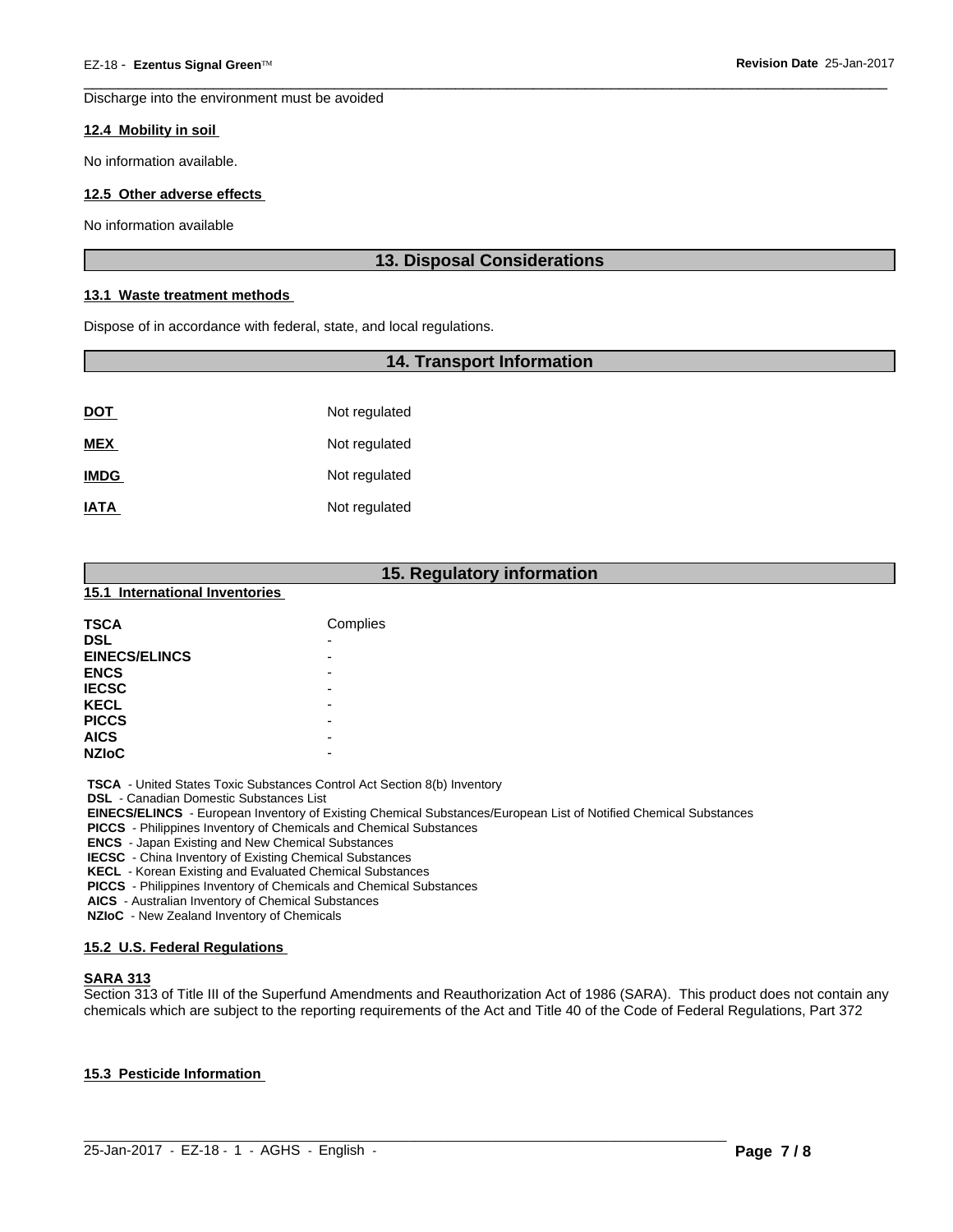Discharge into the environment must be avoided

### 12.4 Mobility in soil

No information available.

### 12.5 Other adverse effects

No information available

## 13. Disposal Considerations

### 13.1 Waste treatment methods

Dispose of in accordance with federal, state, and local regulations.

## 14. Transport Information

| | |
|---|---|
| **DOT** | Not regulated |
| **MEX** | Not regulated |
| **IMDG** | Not regulated |
| **IATA** | Not regulated |

## 15. Regulatory information

### 15.1 International Inventories

| | |
|---|---|
| **TSCA** | Complies |
| **DSL** | - |
| **EINECS/ELINCS** | - |
| **ENCS** | - |
| **IECSC** | - |
| **KECL** | - |
| **PICCS** | - |
| **AICS** | - |
| **NZIoC** | - |

**TSCA** - United States Toxic Substances Control Act Section 8(b) Inventory
**DSL** - Canadian Domestic Substances List
**EINECS/ELINCS** - European Inventory of Existing Chemical Substances/European List of Notified Chemical Substances
**PICCS** - Philippines Inventory of Chemicals and Chemical Substances
**ENCS** - Japan Existing and New Chemical Substances
**IECSC** - China Inventory of Existing Chemical Substances
**KECL** - Korean Existing and Evaluated Chemical Substances
**PICCS** - Philippines Inventory of Chemicals and Chemical Substances
**AICS** - Australian Inventory of Chemical Substances
**NZIoC** - New Zealand Inventory of Chemicals

### 15.2 U.S. Federal Regulations

**SARA 313**
Section 313 of Title III of the Superfund Amendments and Reauthorization Act of 1986 (SARA). This product does not contain any chemicals which are subject to the reporting requirements of the Act and Title 40 of the Code of Federal Regulations, Part 372

### 15.3 Pesticide Information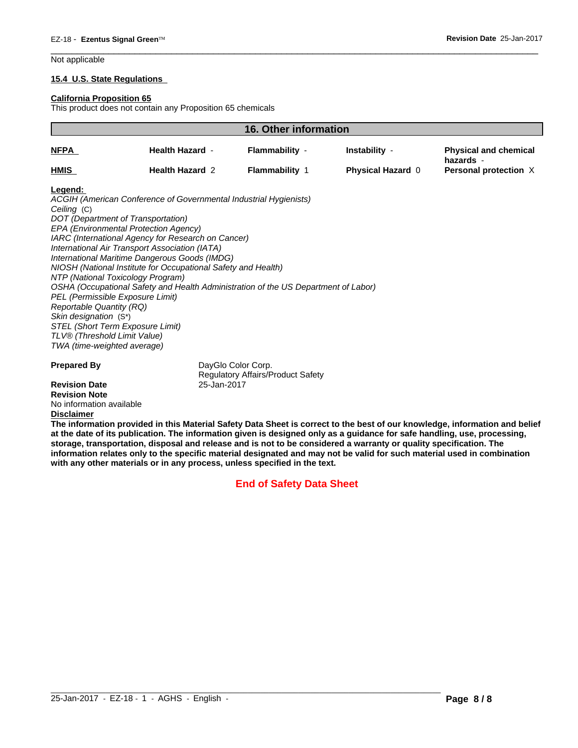Not applicable

### 15.4 U.S. State Regulations

**California Proposition 65**

This product does not contain any Proposition 65 chemicals

## 16. Other information

| | | | | |
|---|---|---|---|---|
| **NFPA** | **Health Hazard** - | **Flammability** - | **Instability** - | **Physical and chemical hazards** - |
| **HMIS** | **Health Hazard** 2 | **Flammability** 1 | **Physical Hazard** 0 | **Personal protection** X |

**Legend:**

*ACGIH (American Conference of Governmental Industrial Hygienists)*
*Ceiling* (C)
*DOT (Department of Transportation)*
*EPA (Environmental Protection Agency)*
*IARC (International Agency for Research on Cancer)*
*International Air Transport Association (IATA)*
*International Maritime Dangerous Goods (IMDG)*
*NIOSH (National Institute for Occupational Safety and Health)*
*NTP (National Toxicology Program)*
*OSHA (Occupational Safety and Health Administration of the US Department of Labor)*
*PEL (Permissible Exposure Limit)*
*Reportable Quantity (RQ)*
*Skin designation* (S*)
*STEL (Short Term Exposure Limit)*
*TLV® (Threshold Limit Value)*
*TWA (time-weighted average)*

**Prepared By** DayGlo Color Corp.
Regulatory Affairs/Product Safety

**Revision Date** 25-Jan-2017

**Revision Note**

No information available

**Disclaimer**

**The information provided in this Material Safety Data Sheet is correct to the best of our knowledge, information and belief at the date of its publication. The information given is designed only as a guidance for safe handling, use, processing, storage, transportation, disposal and release and is not to be considered a warranty or quality specification. The information relates only to the specific material designated and may not be valid for such material used in combination with any other materials or in any process, unless specified in the text.**

**End of Safety Data Sheet**